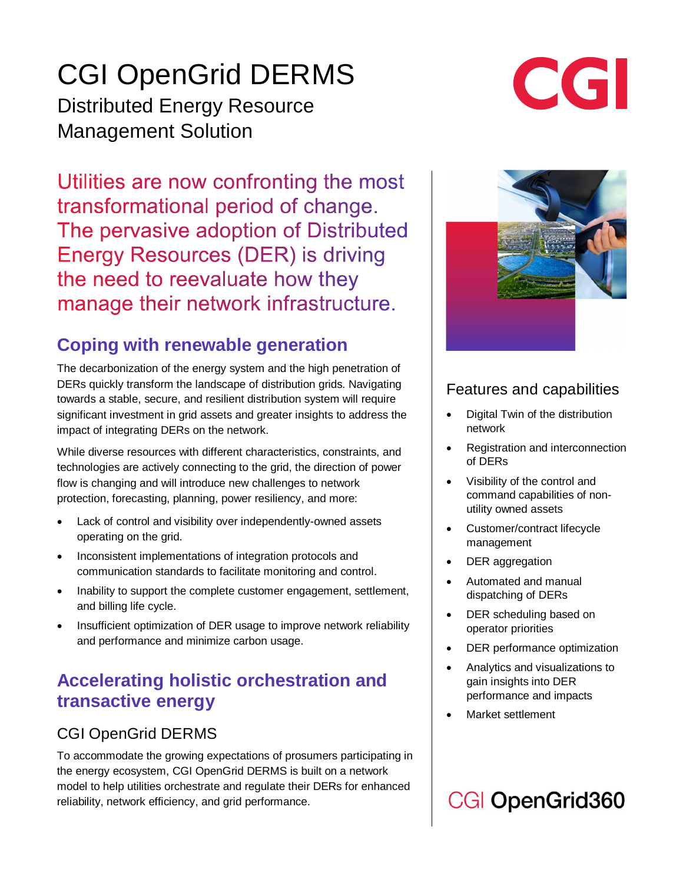# CGI OpenGrid DERMS

## Distributed Energy Resource Management Solution

Utilities are now confronting the most transformational period of change. The pervasive adoption of Distributed Energy Resources (DER) is driving the need to reevaluate how they manage their network infrastructure.

## Coping with renewable generation

The decarbonization of the energy system and the high penetration of DERs quickly transform the landscape of distribution grids. Navigating towards a stable, secure, and resilient distribution system will require significant investment in grid assets and greater insights to address the impact of integrating DERs on the network.

While diverse resources with different characteristics, constraints, and technologies are actively connecting to the grid, the direction of power flow is changing and will introduce new challenges to network protection, forecasting, planning, power resiliency, and more:

- Lack of control and visibility over independently-owned assets operating on the grid.
- Inconsistent implementations of integration protocols and communication standards to facilitate monitoring and control.
- Inability to support the complete customer engagement, settlement, and billing life cycle.
- Insufficient optimization of DER usage to improve network reliability and performance and minimize carbon usage.

## Accelerating holistic orchestration and transactive energy

### CGI OpenGrid DERMS

To accommodate the growing expectations of prosumers participating in the energy ecosystem, CGI OpenGrid DERMS is built on a network model to help utilities orchestrate and regulate their DERs for enhanced reliability, network efficiency, and grid performance.

### Features and capabilities

- Digital Twin of the distribution network
- Registration and interconnection of DERs
- Visibility of the control and command capabilities of non-utility owned assets
- Customer/contract lifecycle management
- DER aggregation
- Automated and manual dispatching of DERs
- DER scheduling based on operator priorities
- DER performance optimization
- Analytics and visualizations to gain insights into DER performance and impacts
- Market settlement

CGI OpenGrid360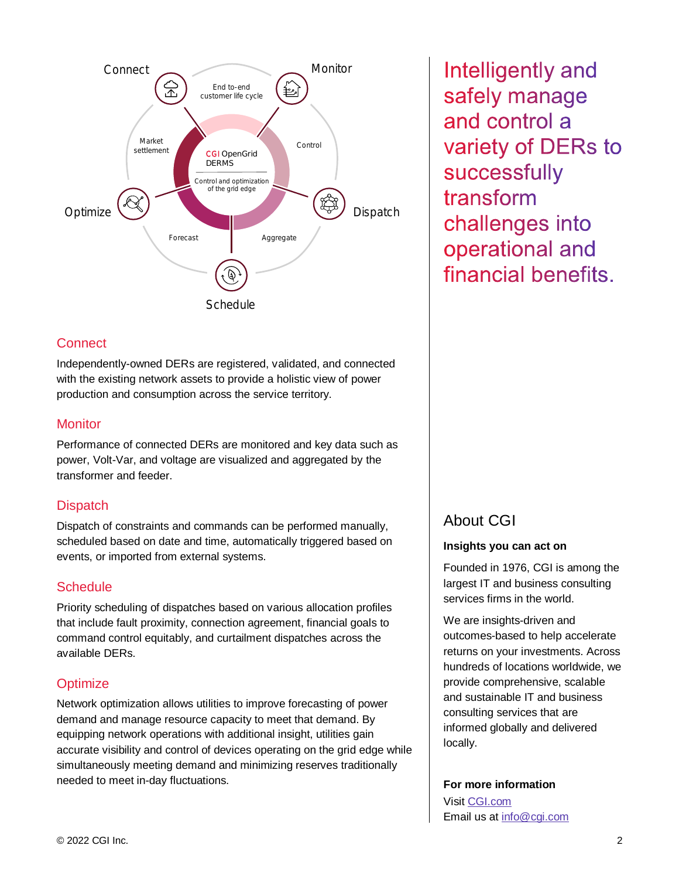Connect

Monitor

End to-end customer life cycle

Market settlement

Control

CGI OpenGrid DERMS

Control and optimization of the grid edge

Optimize

Dispatch

Forecast

Aggregate

Schedule

## Connect

Independently-owned DERs are registered, validated, and connected with the existing network assets to provide a holistic view of power production and consumption across the service territory.

## Monitor

Performance of connected DERs are monitored and key data such as power, Volt-Var, and voltage are visualized and aggregated by the transformer and feeder.

## Dispatch

Dispatch of constraints and commands can be performed manually, scheduled based on date and time, automatically triggered based on events, or imported from external systems.

## Schedule

Priority scheduling of dispatches based on various allocation profiles that include fault proximity, connection agreement, financial goals to command control equitably, and curtailment dispatches across the available DERs.

## Optimize

Network optimization allows utilities to improve forecasting of power demand and manage resource capacity to meet that demand. By equipping network operations with additional insight, utilities gain accurate visibility and control of devices operating on the grid edge while simultaneously meeting demand and minimizing reserves traditionally needed to meet in-day fluctuations.

# Intelligently and safely manage and control a variety of DERs to successfully transform challenges into operational and financial benefits.

## About CGI

**Insights you can act on**

Founded in 1976, CGI is among the largest IT and business consulting services firms in the world.

We are insights-driven and outcomes-based to help accelerate returns on your investments. Across hundreds of locations worldwide, we provide comprehensive, scalable and sustainable IT and business consulting services that are informed globally and delivered locally.

**For more information**

Visit CGI.com

Email us at info@cgi.com

© 2022 CGI Inc.